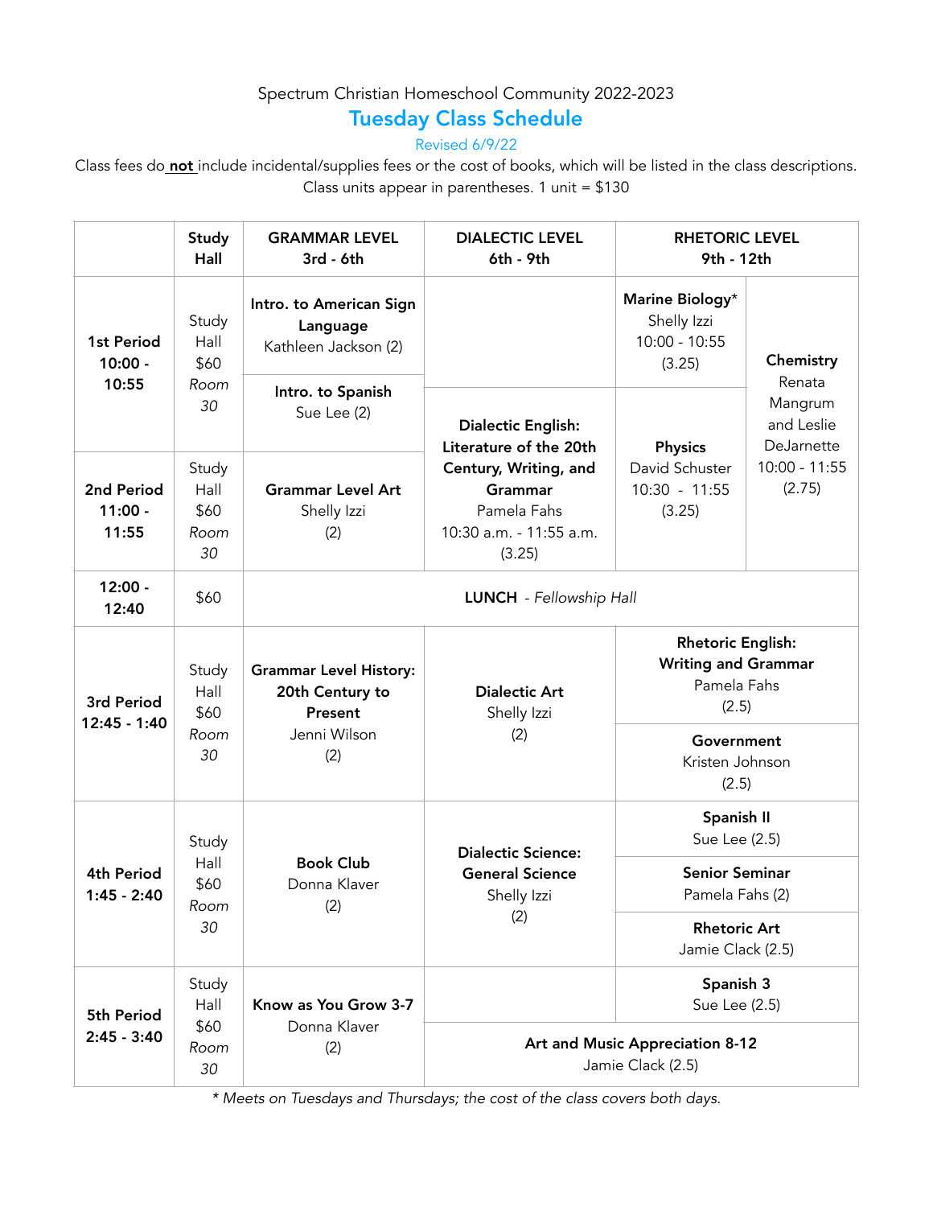Spectrum Christian Homeschool Community 2022-2023

# Tuesday Class Schedule

Revised 6/9/22

Class fees do **not** include incidental/supplies fees or the cost of books, which will be listed in the class descriptions. Class units appear in parentheses. 1 unit = $130

| | Study Hall | GRAMMAR LEVEL 3rd - 6th | DIALECTIC LEVEL 6th - 9th | RHETORIC LEVEL 9th - 12th | |
|---|---|---|---|---|---|
| **1st Period 10:00 - 10:55** | Study Hall $60 *Room 30* | **Intro. to American Sign Language** Kathleen Jackson (2) | | **Marine Biology*** Shelly Izzi 10:00 - 10:55 (3.25) | **Chemistry** Renata Mangrum and Leslie DeJarnette 10:00 - 11:55 (2.75) |
| | | **Intro. to Spanish** Sue Lee (2) | **Dialectic English: Literature of the 20th Century, Writing, and Grammar** Pamela Fahs 10:30 a.m. - 11:55 a.m. (3.25) | **Physics** David Schuster 10:30 - 11:55 (3.25) | |
| **2nd Period 11:00 - 11:55** | Study Hall $60 *Room 30* | **Grammar Level Art** Shelly Izzi (2) | | | |
| **12:00 - 12:40** | $60 | **LUNCH** - *Fellowship Hall* | | | |
| **3rd Period 12:45 - 1:40** | Study Hall $60 *Room 30* | **Grammar Level History: 20th Century to Present** Jenni Wilson (2) | **Dialectic Art** Shelly Izzi (2) | **Rhetoric English: Writing and Grammar** Pamela Fahs (2.5) | |
| | | | | **Government** Kristen Johnson (2.5) | |
| **4th Period 1:45 - 2:40** | Study Hall $60 *Room 30* | **Book Club** Donna Klaver (2) | **Dialectic Science: General Science** Shelly Izzi (2) | **Spanish II** Sue Lee (2.5) | |
| | | | | **Senior Seminar** Pamela Fahs (2) | |
| | | | | **Rhetoric Art** Jamie Clack (2.5) | |
| **5th Period 2:45 - 3:40** | Study Hall $60 *Room 30* | **Know as You Grow 3-7** Donna Klaver (2) | | **Spanish 3** Sue Lee (2.5) | |
| | | | **Art and Music Appreciation 8-12** Jamie Clack (2.5) | | |

*\* Meets on Tuesdays and Thursdays; the cost of the class covers both days.*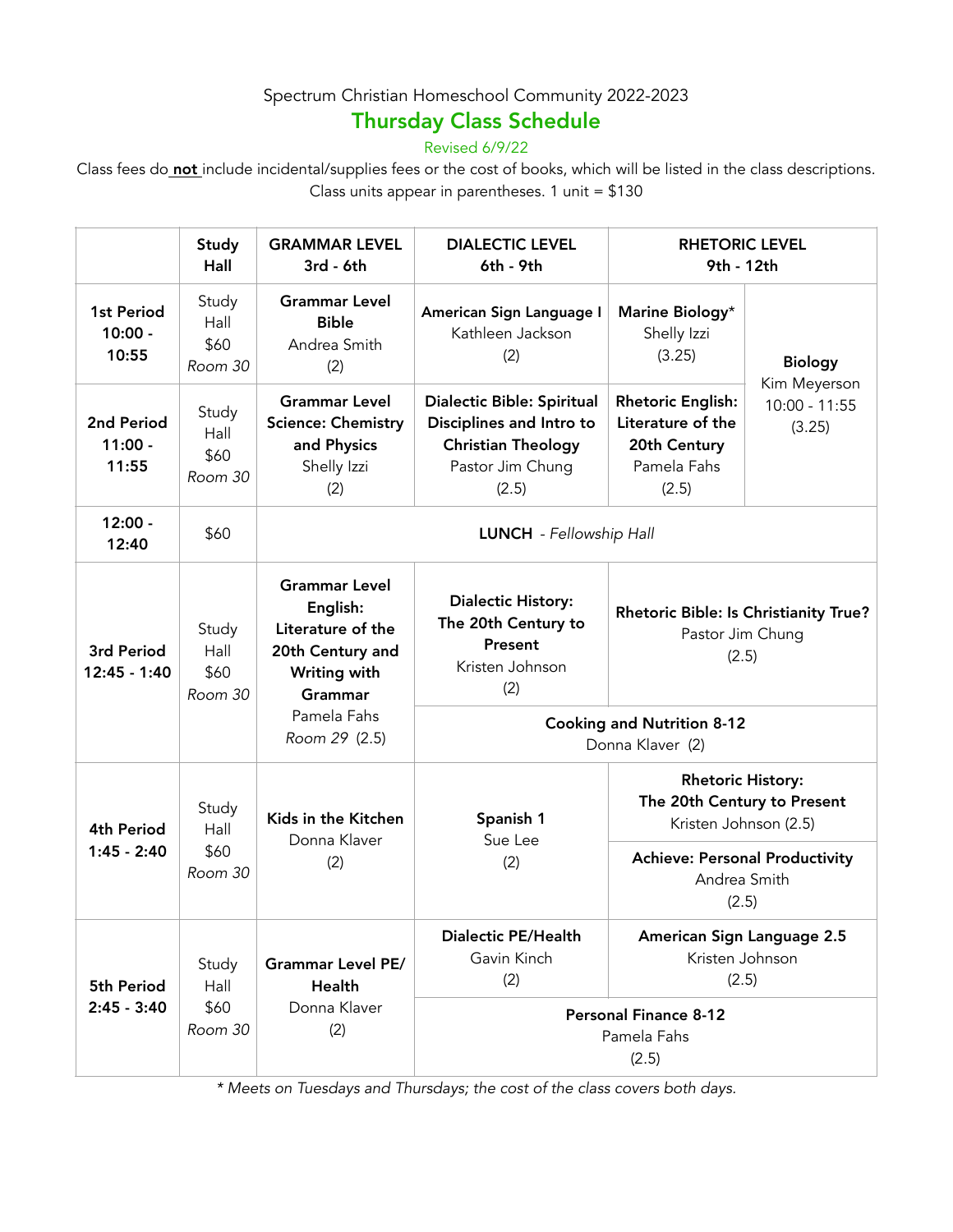Spectrum Christian Homeschool Community 2022-2023

# Thursday Class Schedule

Revised 6/9/22

Class fees do **not** include incidental/supplies fees or the cost of books, which will be listed in the class descriptions. Class units appear in parentheses. 1 unit = $130

| | Study Hall | GRAMMAR LEVEL 3rd - 6th | DIALECTIC LEVEL 6th - 9th | RHETORIC LEVEL 9th - 12th | |
|---|---|---|---|---|---|
| **1st Period 10:00 - 10:55** | Study Hall $60 *Room 30* | **Grammar Level Bible** Andrea Smith (2) | **American Sign Language I** Kathleen Jackson (2) | **Marine Biology*** Shelly Izzi (3.25) | **Biology** Kim Meyerson 10:00 - 11:55 (3.25) |
| **2nd Period 11:00 - 11:55** | Study Hall $60 *Room 30* | **Grammar Level Science: Chemistry and Physics** Shelly Izzi (2) | **Dialectic Bible: Spiritual Disciplines and Intro to Christian Theology** Pastor Jim Chung (2.5) | **Rhetoric English: Literature of the 20th Century** Pamela Fahs (2.5) | |
| **12:00 - 12:40** | $60 | **LUNCH** - *Fellowship Hall* | | | |
| **3rd Period 12:45 - 1:40** | Study Hall $60 *Room 30* | **Grammar Level English: Literature of the 20th Century and Writing with Grammar** Pamela Fahs *Room 29* (2.5) | **Dialectic History: The 20th Century to Present** Kristen Johnson (2) | **Rhetoric Bible: Is Christianity True?** Pastor Jim Chung (2.5) | |
| | | | **Cooking and Nutrition 8-12** Donna Klaver (2) | | |
| **4th Period 1:45 - 2:40** | Study Hall $60 *Room 30* | **Kids in the Kitchen** Donna Klaver (2) | **Spanish 1** Sue Lee (2) | **Rhetoric History: The 20th Century to Present** Kristen Johnson (2.5) | |
| | | | | **Achieve: Personal Productivity** Andrea Smith (2.5) | |
| **5th Period 2:45 - 3:40** | Study Hall $60 *Room 30* | **Grammar Level PE/ Health** Donna Klaver (2) | **Dialectic PE/Health** Gavin Kinch (2) | **American Sign Language 2.5** Kristen Johnson (2.5) | |
| | | | **Personal Finance 8-12** Pamela Fahs (2.5) | | |

*\* Meets on Tuesdays and Thursdays; the cost of the class covers both days.*